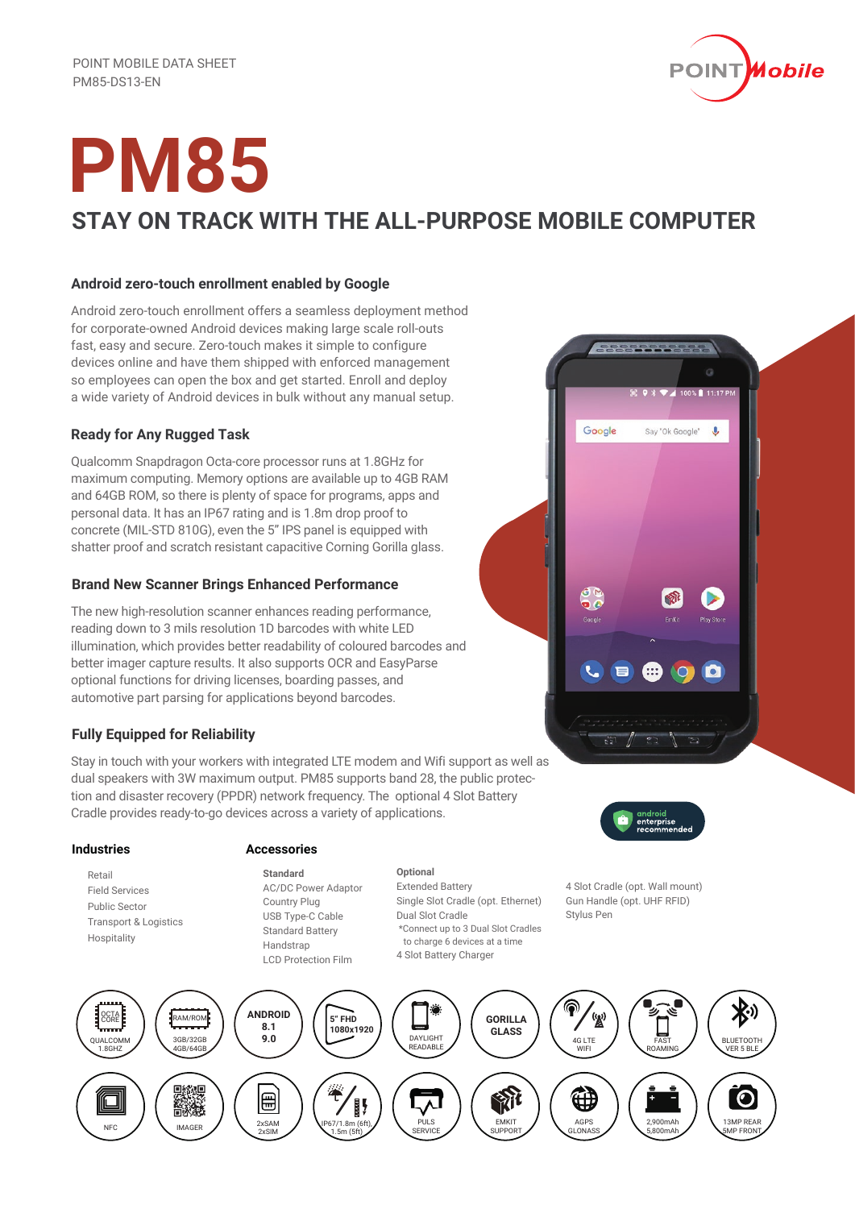POINT MOBILE DATA SHEET
PM85-DS13-EN

# PM85

## STAY ON TRACK WITH THE ALL-PURPOSE MOBILE COMPUTER

### Android zero-touch enrollment enabled by Google

Android zero-touch enrollment offers a seamless deployment method for corporate-owned Android devices making large scale roll-outs fast, easy and secure. Zero-touch makes it simple to configure devices online and have them shipped with enforced management so employees can open the box and get started. Enroll and deploy a wide variety of Android devices in bulk without any manual setup.

### Ready for Any Rugged Task

Qualcomm Snapdragon Octa-core processor runs at 1.8GHz for maximum computing. Memory options are available up to 4GB RAM and 64GB ROM, so there is plenty of space for programs, apps and personal data. It has an IP67 rating and is 1.8m drop proof to concrete (MIL-STD 810G), even the 5" IPS panel is equipped with shatter proof and scratch resistant capacitive Corning Gorilla glass.

### Brand New Scanner Brings Enhanced Performance

The new high-resolution scanner enhances reading performance, reading down to 3 mils resolution 1D barcodes with white LED illumination, which provides better readability of coloured barcodes and better imager capture results. It also supports OCR and EasyParse optional functions for driving licenses, boarding passes, and automotive part parsing for applications beyond barcodes.

### Fully Equipped for Reliability

Stay in touch with your workers with integrated LTE modem and Wifi support as well as dual speakers with 3W maximum output. PM85 supports band 28, the public protection and disaster recovery (PPDR) network frequency. The optional 4 Slot Battery Cradle provides ready-to-go devices across a variety of applications.

android enterprise recommended

### Industries

- Retail
- Field Services
- Public Sector
- Transport & Logistics
- Hospitality

### Accessories

**Standard**

- AC/DC Power Adaptor
- Country Plug
- USB Type-C Cable
- Standard Battery
- Handstrap
- LCD Protection Film

**Optional**

- Extended Battery
- Single Slot Cradle (opt. Ethernet)
- Dual Slot Cradle
  *Connect up to 3 Dual Slot Cradles to charge 6 devices at a time
- 4 Slot Battery Charger
- 4 Slot Cradle (opt. Wall mount)
- Gun Handle (opt. UHF RFID)
- Stylus Pen

QUALCOMM OCTA CORE 1.8GHZ | RAM/ROM 3GB/32GB 4GB/64GB | ANDROID 8.1 9.0 | 5" FHD 1080x1920 | DAYLIGHT READABLE | GORILLA GLASS | 4G LTE WIFI | FAST ROAMING | BLUETOOTH VER 5 BLE

NFC | IMAGER | 2xSAM 2xSIM | IP67/1.8m (6ft), 1.5m (5ft) | PULS SERVICE | EMKIT SUPPORT | AGPS GLONASS | 2,900mAh 5,800mAh | 13MP REAR 5MP FRONT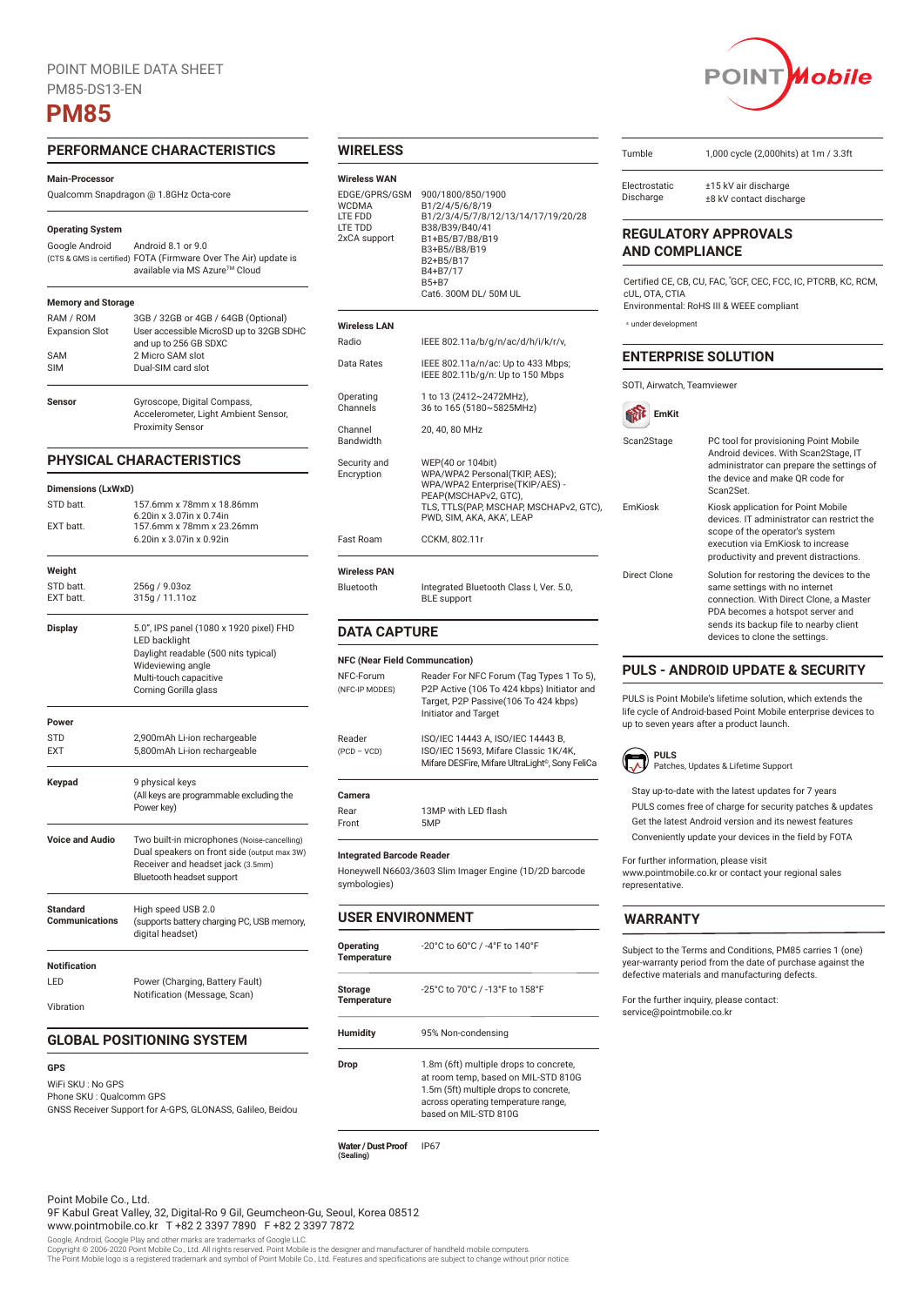POINT MOBILE DATA SHEET

PM85-DS13-EN

# PM85

## PERFORMANCE CHARACTERISTICS

**Main-Processor**

Qualcomm Snapdragon @ 1.8GHz Octa-core

**Operating System**

| | |
|---|---|
| Google Android (CTS & GMS is certified) | Android 8.1 or 9.0<br>FOTA (Firmware Over The Air) update is available via MS Azure™ Cloud |

**Memory and Storage**

| | |
|---|---|
| RAM / ROM | 3GB / 32GB or 4GB / 64GB (Optional) |
| Expansion Slot | User accessible MicroSD up to 32GB SDHC and up to 256 GB SDXC |
| SAM | 2 Micro SAM slot |
| SIM | Dual-SIM card slot |

| | |
|---|---|
| **Sensor** | Gyroscope, Digital Compass, Accelerometer, Light Ambient Sensor, Proximity Sensor |

## PHYSICAL CHARACTERISTICS

**Dimensions (LxWxD)**

| | |
|---|---|
| STD batt. | 157.6mm x 78mm x 18.86mm<br>6.20in x 3.07in x 0.74in |
| EXT batt. | 157.6mm x 78mm x 23.26mm<br>6.20in x 3.07in x 0.92in |

**Weight**

| | |
|---|---|
| STD batt. | 256g / 9.03oz |
| EXT batt. | 315g / 11.11oz |

| | |
|---|---|
| **Display** | 5.0", IPS panel (1080 x 1920 pixel) FHD LED backlight<br>Daylight readable (500 nits typical)<br>Wideviewing angle<br>Multi-touch capacitive<br>Corning Gorilla glass |

**Power**

| | |
|---|---|
| STD | 2,900mAh Li-ion rechargeable |
| EXT | 5,800mAh Li-ion rechargeable |

| | |
|---|---|
| **Keypad** | 9 physical keys<br>(All keys are programmable excluding the Power key) |
| **Voice and Audio** | Two built-in microphones (Noise-cancelling)<br>Dual speakers on front side (output max 3W)<br>Receiver and headset jack (3.5mm)<br>Bluetooth headset support |
| **Standard Communications** | High speed USB 2.0<br>(supports battery charging PC, USB memory, digital headset) |

**Notification**

| | |
|---|---|
| LED | Power (Charging, Battery Fault)<br>Notification (Message, Scan) |
| Vibration | |

## GLOBAL POSITIONING SYSTEM

**GPS**

WiFi SKU : No GPS
Phone SKU : Qualcomm GPS
GNSS Receiver Support for A-GPS, GLONASS, Galileo, Beidou

## WIRELESS

**Wireless WAN**

| | |
|---|---|
| EDGE/GPRS/GSM | 900/1800/850/1900 |
| WCDMA | B1/2/4/5/6/8/19 |
| LTE FDD | B1/2/3/4/5/7/8/12/13/14/17/19/20/28 |
| LTE TDD | B38/B39/B40/41 |
| 2xCA support | B1+B5/B7/B8/B19<br>B3+B5//B8/B19<br>B2+B5/B17<br>B4+B7/17<br>B5+B7<br>Cat6. 300M DL/ 50M UL |

**Wireless LAN**

| | |
|---|---|
| Radio | IEEE 802.11a/b/g/n/ac/d/h/i/k/r/v, |
| Data Rates | IEEE 802.11a/n/ac: Up to 433 Mbps;<br>IEEE 802.11b/g/n: Up to 150 Mbps |
| Operating Channels | 1 to 13 (2412~2472MHz),<br>36 to 165 (5180~5825MHz) |
| Channel Bandwidth | 20, 40, 80 MHz |
| Security and Encryption | WEP(40 or 104bit)<br>WPA/WPA2 Personal(TKIP, AES);<br>WPA/WPA2 Enterprise(TKIP/AES) - PEAP(MSCHAPv2, GTC),<br>TLS, TTLS(PAP, MSCHAP, MSCHAPv2, GTC), PWD, SIM, AKA, AKA', LEAP |
| Fast Roam | CCKM, 802.11r |

**Wireless PAN**

| | |
|---|---|
| Bluetooth | Integrated Bluetooth Class I, Ver. 5.0, BLE support |

## DATA CAPTURE

**NFC (Near Field Communcation)**

| | |
|---|---|
| NFC-Forum (NFC-IP MODES) | Reader For NFC Forum (Tag Types 1 To 5), P2P Active (106 To 424 kbps) Initiator and Target, P2P Passive(106 To 424 kbps) Initiator and Target |
| Reader (PCD – VCD) | ISO/IEC 14443 A, ISO/IEC 14443 B, ISO/IEC 15693, Mifare Classic 1K/4K, Mifare DESFire, Mifare UltraLight®, Sony FeliCa |

**Camera**

| | |
|---|---|
| Rear | 13MP with LED flash |
| Front | 5MP |

**Integrated Barcode Reader**

Honeywell N6603/3603 Slim Imager Engine (1D/2D barcode symbologies)

## USER ENVIRONMENT

| | |
|---|---|
| **Operating Temperature** | -20°C to 60°C / -4°F to 140°F |
| **Storage Temperature** | -25°C to 70°C / -13°F to 158°F |
| **Humidity** | 95% Non-condensing |
| **Drop** | 1.8m (6ft) multiple drops to concrete, at room temp, based on MIL-STD 810G<br>1.5m (5ft) multiple drops to concrete, across operating temperature range, based on MIL-STD 810G |
| **Water / Dust Proof (Sealing)** | IP67 |
| Tumble | 1,000 cycle (2,000hits) at 1m / 3.3ft |
| Electrostatic Discharge | ±15 kV air discharge<br>±8 kV contact discharge |

## REGULATORY APPROVALS AND COMPLIANCE

Certified CE, CB, CU, FAC, *GCF, CEC, FCC, IC, PTCRB, KC, RCM, cUL, OTA, CTIA
Environmental: RoHS III & WEEE compliant

* under development

## ENTERPRISE SOLUTION

SOTI, Airwatch, Teamviewer

**EmKit**

| | |
|---|---|
| Scan2Stage | PC tool for provisioning Point Mobile Android devices. With Scan2Stage, IT administrator can prepare the settings of the device and make QR code for Scan2Set. |
| EmKiosk | Kiosk application for Point Mobile devices. IT administrator can restrict the scope of the operator's system execution via EmKiosk to increase productivity and prevent distractions. |
| Direct Clone | Solution for restoring the devices to the same settings with no internet connection. With Direct Clone, a Master PDA becomes a hotspot server and sends its backup file to nearby client devices to clone the settings. |

## PULS - ANDROID UPDATE & SECURITY

PULS is Point Mobile's lifetime solution, which extends the life cycle of Android-based Point Mobile enterprise devices to up to seven years after a product launch.

**PULS**
Patches, Updates & Lifetime Support

- Stay up-to-date with the latest updates for 7 years
- PULS comes free of charge for security patches & updates
- Get the latest Android version and its newest features
- Conveniently update your devices in the field by FOTA

For further information, please visit www.pointmobile.co.kr or contact your regional sales representative.

## WARRANTY

Subject to the Terms and Conditions, PM85 carries 1 (one) year-warranty period from the date of purchase against the defective materials and manufacturing defects.

For the further inquiry, please contact:
service@pointmobile.co.kr

Point Mobile Co., Ltd.
9F Kabul Great Valley, 32, Digital-Ro 9 Gil, Geumcheon-Gu, Seoul, Korea 08512
www.pointmobile.co.kr T +82 2 3397 7890 F +82 2 3397 7872

Google, Android, Google Play and other marks are trademarks of Google LLC.
Copyright © 2006-2020 Point Mobile Co., Ltd. All rights reserved. Point Mobile is the designer and manufacturer of handheld mobile computers.
The Point Mobile logo is a registered trademark and symbol of Point Mobile Co., Ltd. Features and specifications are subject to change without prior notice.